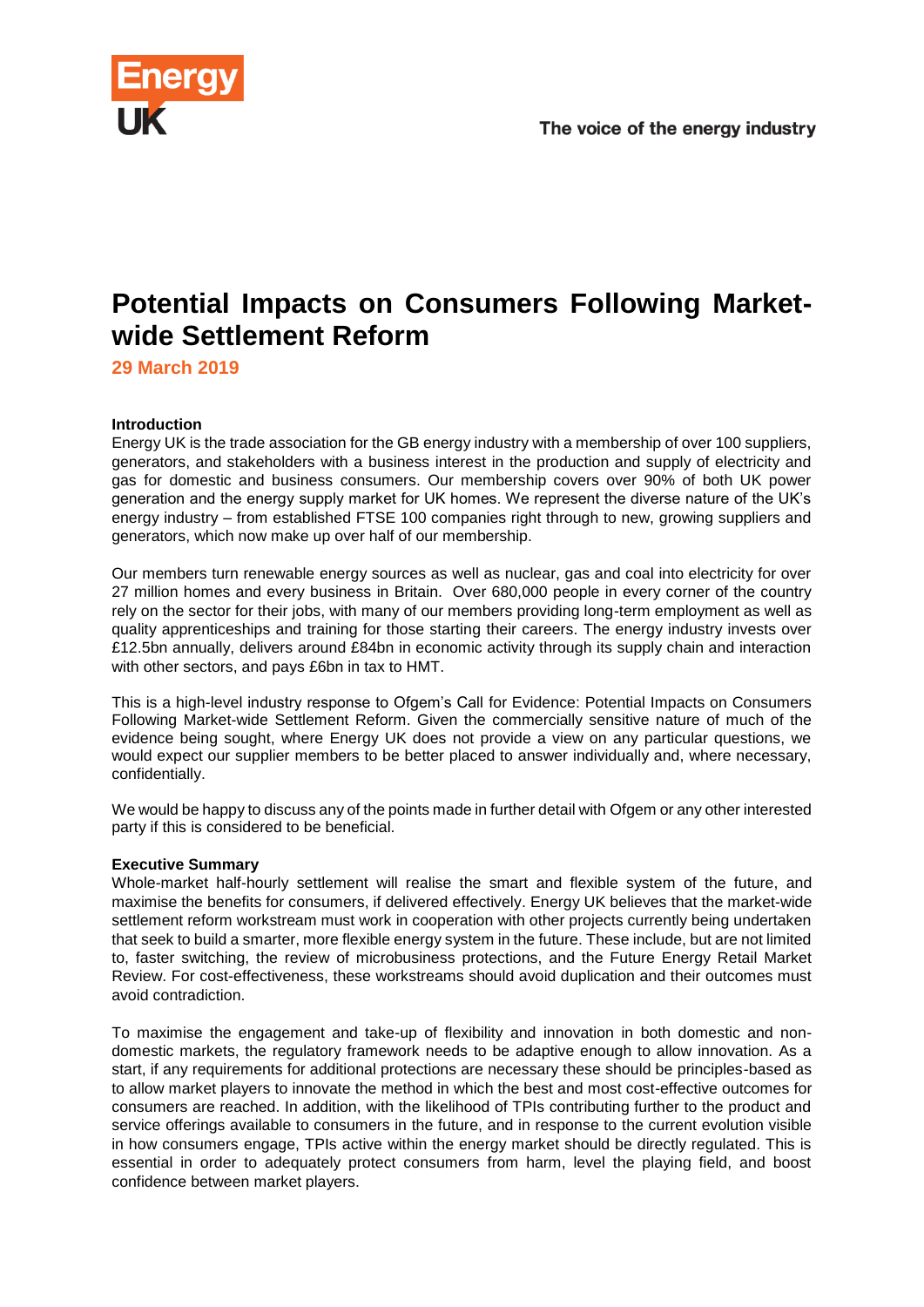The voice of the energy industry

# Potential Impacts on Consumers Following Market-wide Settlement Reform

**29 March 2019**

**Introduction**

Energy UK is the trade association for the GB energy industry with a membership of over 100 suppliers, generators, and stakeholders with a business interest in the production and supply of electricity and gas for domestic and business consumers. Our membership covers over 90% of both UK power generation and the energy supply market for UK homes. We represent the diverse nature of the UK's energy industry – from established FTSE 100 companies right through to new, growing suppliers and generators, which now make up over half of our membership.

Our members turn renewable energy sources as well as nuclear, gas and coal into electricity for over 27 million homes and every business in Britain. Over 680,000 people in every corner of the country rely on the sector for their jobs, with many of our members providing long-term employment as well as quality apprenticeships and training for those starting their careers. The energy industry invests over £12.5bn annually, delivers around £84bn in economic activity through its supply chain and interaction with other sectors, and pays £6bn in tax to HMT.

This is a high-level industry response to Ofgem's Call for Evidence: Potential Impacts on Consumers Following Market-wide Settlement Reform. Given the commercially sensitive nature of much of the evidence being sought, where Energy UK does not provide a view on any particular questions, we would expect our supplier members to be better placed to answer individually and, where necessary, confidentially.

We would be happy to discuss any of the points made in further detail with Ofgem or any other interested party if this is considered to be beneficial.

**Executive Summary**

Whole-market half-hourly settlement will realise the smart and flexible system of the future, and maximise the benefits for consumers, if delivered effectively. Energy UK believes that the market-wide settlement reform workstream must work in cooperation with other projects currently being undertaken that seek to build a smarter, more flexible energy system in the future. These include, but are not limited to, faster switching, the review of microbusiness protections, and the Future Energy Retail Market Review. For cost-effectiveness, these workstreams should avoid duplication and their outcomes must avoid contradiction.

To maximise the engagement and take-up of flexibility and innovation in both domestic and non-domestic markets, the regulatory framework needs to be adaptive enough to allow innovation. As a start, if any requirements for additional protections are necessary these should be principles-based as to allow market players to innovate the method in which the best and most cost-effective outcomes for consumers are reached. In addition, with the likelihood of TPIs contributing further to the product and service offerings available to consumers in the future, and in response to the current evolution visible in how consumers engage, TPIs active within the energy market should be directly regulated. This is essential in order to adequately protect consumers from harm, level the playing field, and boost confidence between market players.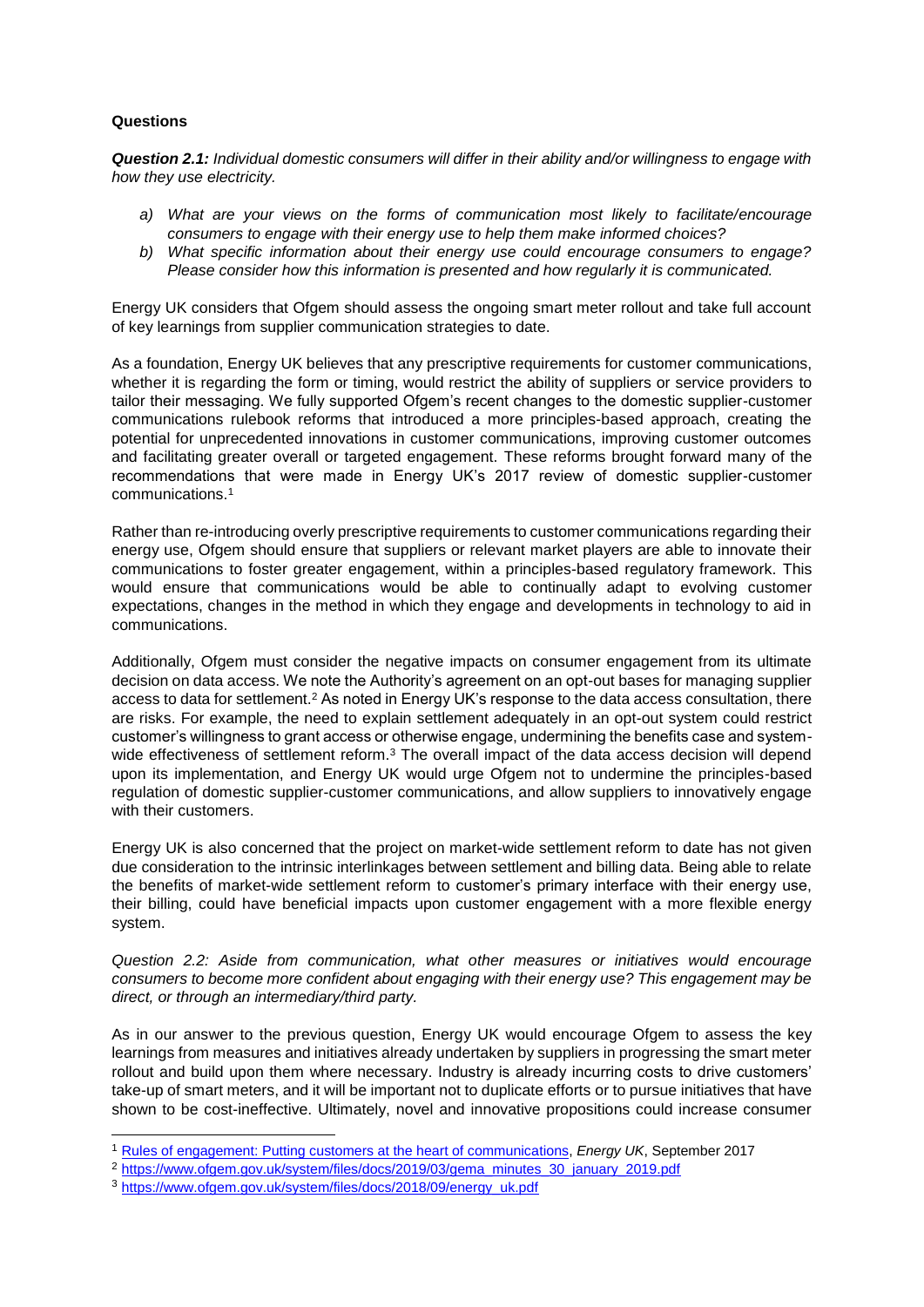**Questions**

***Question 2.1:*** *Individual domestic consumers will differ in their ability and/or willingness to engage with how they use electricity.*

a) *What are your views on the forms of communication most likely to facilitate/encourage consumers to engage with their energy use to help them make informed choices?*
b) *What specific information about their energy use could encourage consumers to engage? Please consider how this information is presented and how regularly it is communicated.*

Energy UK considers that Ofgem should assess the ongoing smart meter rollout and take full account of key learnings from supplier communication strategies to date.

As a foundation, Energy UK believes that any prescriptive requirements for customer communications, whether it is regarding the form or timing, would restrict the ability of suppliers or service providers to tailor their messaging. We fully supported Ofgem's recent changes to the domestic supplier-customer communications rulebook reforms that introduced a more principles-based approach, creating the potential for unprecedented innovations in customer communications, improving customer outcomes and facilitating greater overall or targeted engagement. These reforms brought forward many of the recommendations that were made in Energy UK's 2017 review of domestic supplier-customer communications.[1]

Rather than re-introducing overly prescriptive requirements to customer communications regarding their energy use, Ofgem should ensure that suppliers or relevant market players are able to innovate their communications to foster greater engagement, within a principles-based regulatory framework. This would ensure that communications would be able to continually adapt to evolving customer expectations, changes in the method in which they engage and developments in technology to aid in communications.

Additionally, Ofgem must consider the negative impacts on consumer engagement from its ultimate decision on data access. We note the Authority's agreement on an opt-out bases for managing supplier access to data for settlement.[2] As noted in Energy UK's response to the data access consultation, there are risks. For example, the need to explain settlement adequately in an opt-out system could restrict customer's willingness to grant access or otherwise engage, undermining the benefits case and system-wide effectiveness of settlement reform.[3] The overall impact of the data access decision will depend upon its implementation, and Energy UK would urge Ofgem not to undermine the principles-based regulation of domestic supplier-customer communications, and allow suppliers to innovatively engage with their customers.

Energy UK is also concerned that the project on market-wide settlement reform to date has not given due consideration to the intrinsic interlinkages between settlement and billing data. Being able to relate the benefits of market-wide settlement reform to customer's primary interface with their energy use, their billing, could have beneficial impacts upon customer engagement with a more flexible energy system.

*Question 2.2: Aside from communication, what other measures or initiatives would encourage consumers to become more confident about engaging with their energy use? This engagement may be direct, or through an intermediary/third party.*

As in our answer to the previous question, Energy UK would encourage Ofgem to assess the key learnings from measures and initiatives already undertaken by suppliers in progressing the smart meter rollout and build upon them where necessary. Industry is already incurring costs to drive customers' take-up of smart meters, and it will be important not to duplicate efforts or to pursue initiatives that have shown to be cost-ineffective. Ultimately, novel and innovative propositions could increase consumer

---

[1] Rules of engagement: Putting customers at the heart of communications, *Energy UK*, September 2017

[2] https://www.ofgem.gov.uk/system/files/docs/2019/03/gema_minutes_30_january_2019.pdf

[3] https://www.ofgem.gov.uk/system/files/docs/2018/09/energy_uk.pdf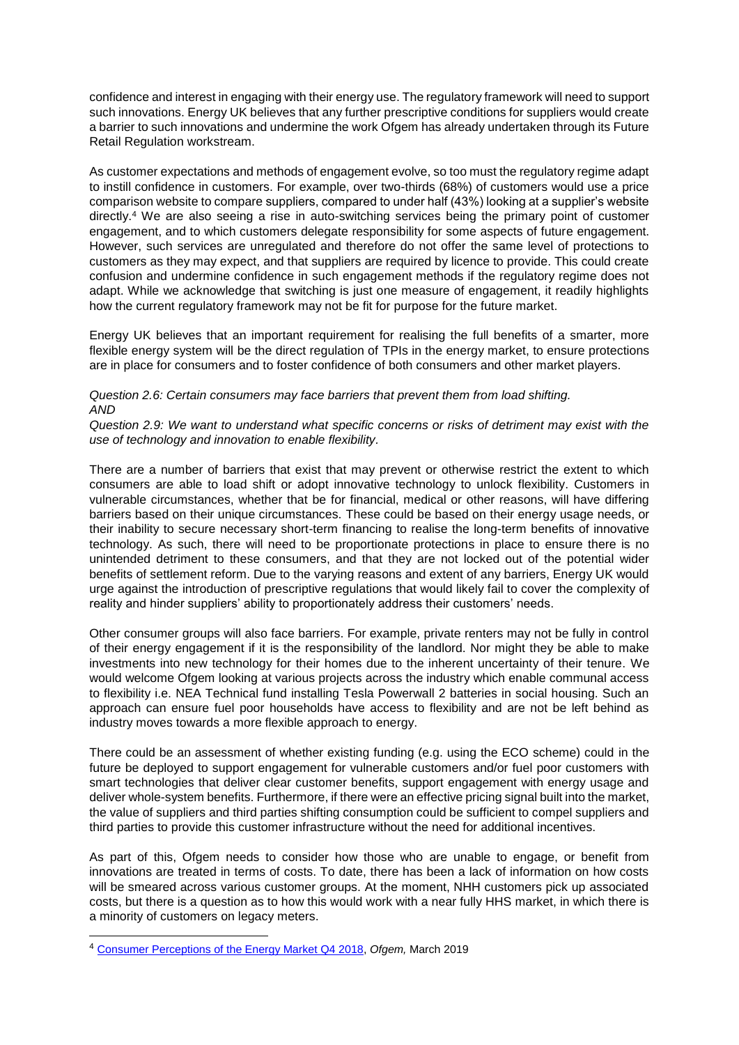confidence and interest in engaging with their energy use. The regulatory framework will need to support such innovations. Energy UK believes that any further prescriptive conditions for suppliers would create a barrier to such innovations and undermine the work Ofgem has already undertaken through its Future Retail Regulation workstream.

As customer expectations and methods of engagement evolve, so too must the regulatory regime adapt to instill confidence in customers. For example, over two-thirds (68%) of customers would use a price comparison website to compare suppliers, compared to under half (43%) looking at a supplier's website directly.[4] We are also seeing a rise in auto-switching services being the primary point of customer engagement, and to which customers delegate responsibility for some aspects of future engagement. However, such services are unregulated and therefore do not offer the same level of protections to customers as they may expect, and that suppliers are required by licence to provide. This could create confusion and undermine confidence in such engagement methods if the regulatory regime does not adapt. While we acknowledge that switching is just one measure of engagement, it readily highlights how the current regulatory framework may not be fit for purpose for the future market.

Energy UK believes that an important requirement for realising the full benefits of a smarter, more flexible energy system will be the direct regulation of TPIs in the energy market, to ensure protections are in place for consumers and to foster confidence of both consumers and other market players.

*Question 2.6: Certain consumers may face barriers that prevent them from load shifting.*
*AND*
*Question 2.9: We want to understand what specific concerns or risks of detriment may exist with the use of technology and innovation to enable flexibility.*

There are a number of barriers that exist that may prevent or otherwise restrict the extent to which consumers are able to load shift or adopt innovative technology to unlock flexibility. Customers in vulnerable circumstances, whether that be for financial, medical or other reasons, will have differing barriers based on their unique circumstances. These could be based on their energy usage needs, or their inability to secure necessary short-term financing to realise the long-term benefits of innovative technology. As such, there will need to be proportionate protections in place to ensure there is no unintended detriment to these consumers, and that they are not locked out of the potential wider benefits of settlement reform. Due to the varying reasons and extent of any barriers, Energy UK would urge against the introduction of prescriptive regulations that would likely fail to cover the complexity of reality and hinder suppliers' ability to proportionately address their customers' needs.

Other consumer groups will also face barriers. For example, private renters may not be fully in control of their energy engagement if it is the responsibility of the landlord. Nor might they be able to make investments into new technology for their homes due to the inherent uncertainty of their tenure. We would welcome Ofgem looking at various projects across the industry which enable communal access to flexibility i.e. NEA Technical fund installing Tesla Powerwall 2 batteries in social housing. Such an approach can ensure fuel poor households have access to flexibility and are not be left behind as industry moves towards a more flexible approach to energy.

There could be an assessment of whether existing funding (e.g. using the ECO scheme) could in the future be deployed to support engagement for vulnerable customers and/or fuel poor customers with smart technologies that deliver clear customer benefits, support engagement with energy usage and deliver whole-system benefits. Furthermore, if there were an effective pricing signal built into the market, the value of suppliers and third parties shifting consumption could be sufficient to compel suppliers and third parties to provide this customer infrastructure without the need for additional incentives.

As part of this, Ofgem needs to consider how those who are unable to engage, or benefit from innovations are treated in terms of costs. To date, there has been a lack of information on how costs will be smeared across various customer groups. At the moment, NHH customers pick up associated costs, but there is a question as to how this would work with a near fully HHS market, in which there is a minority of customers on legacy meters.

---

[4] Consumer Perceptions of the Energy Market Q4 2018, *Ofgem,* March 2019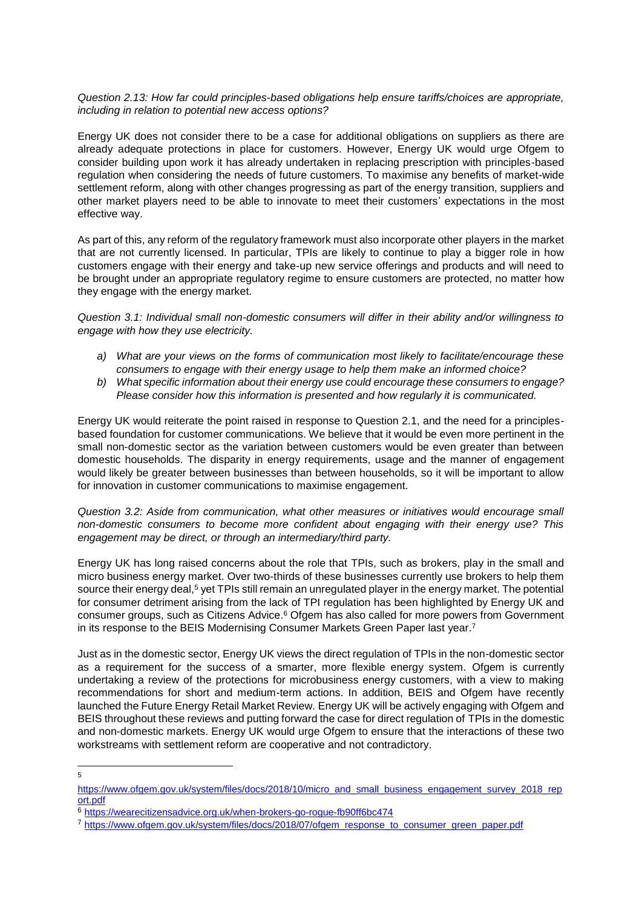*Question 2.13: How far could principles-based obligations help ensure tariffs/choices are appropriate, including in relation to potential new access options?*

Energy UK does not consider there to be a case for additional obligations on suppliers as there are already adequate protections in place for customers. However, Energy UK would urge Ofgem to consider building upon work it has already undertaken in replacing prescription with principles-based regulation when considering the needs of future customers. To maximise any benefits of market-wide settlement reform, along with other changes progressing as part of the energy transition, suppliers and other market players need to be able to innovate to meet their customers' expectations in the most effective way.

As part of this, any reform of the regulatory framework must also incorporate other players in the market that are not currently licensed. In particular, TPIs are likely to continue to play a bigger role in how customers engage with their energy and take-up new service offerings and products and will need to be brought under an appropriate regulatory regime to ensure customers are protected, no matter how they engage with the energy market.

*Question 3.1: Individual small non-domestic consumers will differ in their ability and/or willingness to engage with how they use electricity.*

- *a) What are your views on the forms of communication most likely to facilitate/encourage these consumers to engage with their energy usage to help them make an informed choice?*
- *b) What specific information about their energy use could encourage these consumers to engage? Please consider how this information is presented and how regularly it is communicated.*

Energy UK would reiterate the point raised in response to Question 2.1, and the need for a principles-based foundation for customer communications. We believe that it would be even more pertinent in the small non-domestic sector as the variation between customers would be even greater than between domestic households. The disparity in energy requirements, usage and the manner of engagement would likely be greater between businesses than between households, so it will be important to allow for innovation in customer communications to maximise engagement.

*Question 3.2: Aside from communication, what other measures or initiatives would encourage small non-domestic consumers to become more confident about engaging with their energy use? This engagement may be direct, or through an intermediary/third party.*

Energy UK has long raised concerns about the role that TPIs, such as brokers, play in the small and micro business energy market. Over two-thirds of these businesses currently use brokers to help them source their energy deal,[5] yet TPIs still remain an unregulated player in the energy market. The potential for consumer detriment arising from the lack of TPI regulation has been highlighted by Energy UK and consumer groups, such as Citizens Advice.[6] Ofgem has also called for more powers from Government in its response to the BEIS Modernising Consumer Markets Green Paper last year.[7]

Just as in the domestic sector, Energy UK views the direct regulation of TPIs in the non-domestic sector as a requirement for the success of a smarter, more flexible energy system. Ofgem is currently undertaking a review of the protections for microbusiness energy customers, with a view to making recommendations for short and medium-term actions. In addition, BEIS and Ofgem have recently launched the Future Energy Retail Market Review. Energy UK will be actively engaging with Ofgem and BEIS throughout these reviews and putting forward the case for direct regulation of TPIs in the domestic and non-domestic markets. Energy UK would urge Ofgem to ensure that the interactions of these two workstreams with settlement reform are cooperative and not contradictory.

---

[5] https://www.ofgem.gov.uk/system/files/docs/2018/10/micro_and_small_business_engagement_survey_2018_report.pdf

[6] https://wearecitizensadvice.org.uk/when-brokers-go-rogue-fb90ff6bc474

[7] https://www.ofgem.gov.uk/system/files/docs/2018/07/ofgem_response_to_consumer_green_paper.pdf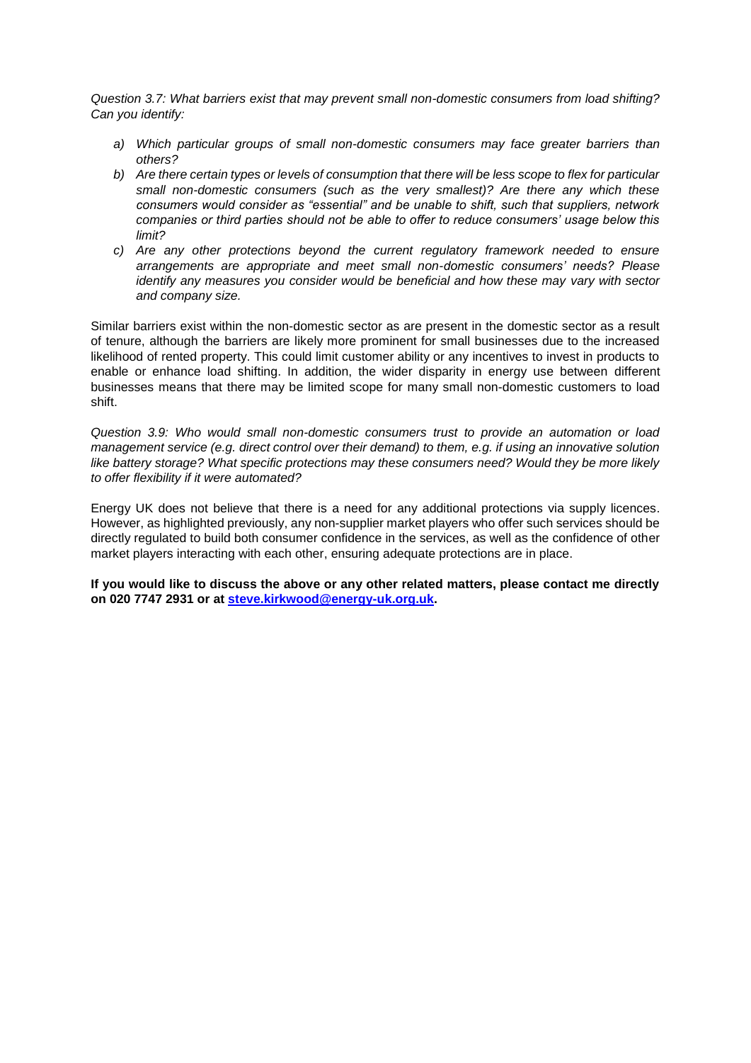*Question 3.7: What barriers exist that may prevent small non-domestic consumers from load shifting? Can you identify:*

- *a) Which particular groups of small non-domestic consumers may face greater barriers than others?*
- *b) Are there certain types or levels of consumption that there will be less scope to flex for particular small non-domestic consumers (such as the very smallest)? Are there any which these consumers would consider as "essential" and be unable to shift, such that suppliers, network companies or third parties should not be able to offer to reduce consumers' usage below this limit?*
- *c) Are any other protections beyond the current regulatory framework needed to ensure arrangements are appropriate and meet small non-domestic consumers' needs? Please identify any measures you consider would be beneficial and how these may vary with sector and company size.*

Similar barriers exist within the non-domestic sector as are present in the domestic sector as a result of tenure, although the barriers are likely more prominent for small businesses due to the increased likelihood of rented property. This could limit customer ability or any incentives to invest in products to enable or enhance load shifting. In addition, the wider disparity in energy use between different businesses means that there may be limited scope for many small non-domestic customers to load shift.

*Question 3.9: Who would small non-domestic consumers trust to provide an automation or load management service (e.g. direct control over their demand) to them, e.g. if using an innovative solution like battery storage? What specific protections may these consumers need? Would they be more likely to offer flexibility if it were automated?*

Energy UK does not believe that there is a need for any additional protections via supply licences. However, as highlighted previously, any non-supplier market players who offer such services should be directly regulated to build both consumer confidence in the services, as well as the confidence of other market players interacting with each other, ensuring adequate protections are in place.

**If you would like to discuss the above or any other related matters, please contact me directly on 020 7747 2931 or at [steve.kirkwood@energy-uk.org.uk](mailto:steve.kirkwood@energy-uk.org.uk).**